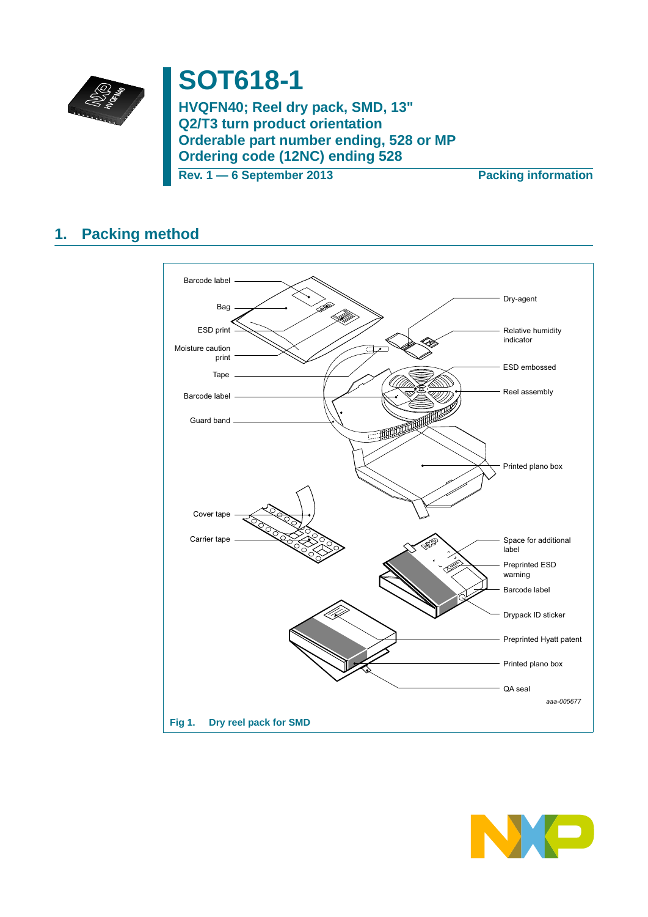# SOT618-1

## HVQFN40; Reel dry pack, SMD, 13"
## Q2/T3 turn product orientation
## Orderable part number ending, 528 or MP
## Ordering code (12NC) ending 528

Rev. 1 — 6 September 2013

Packing information

## 1. Packing method

Barcode label

Bag

ESD print

Moisture caution print

Tape

Barcode label

Guard band

Dry-agent

Relative humidity indicator

ESD embossed

Reel assembly

Printed plano box

Cover tape

Carrier tape

Space for additional label

Preprinted ESD warning

Barcode label

Drypack ID sticker

Preprinted Hyatt patent

Printed plano box

QA seal

aaa-005677

**Fig 1. Dry reel pack for SMD**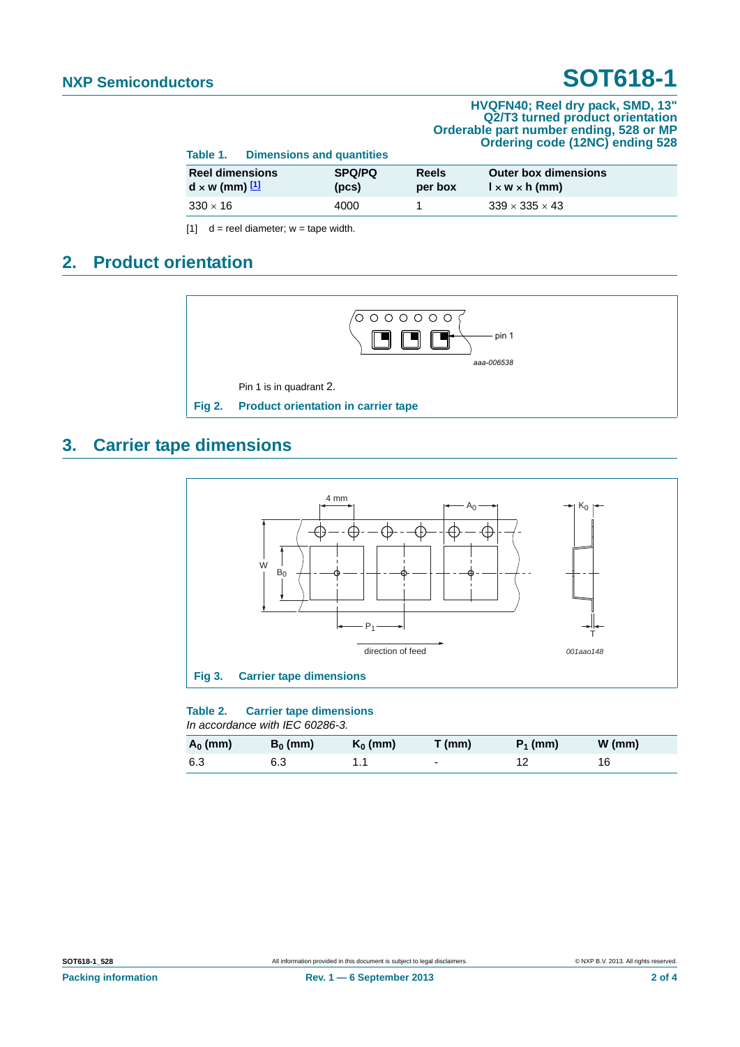**Table 1. Dimensions and quantities**

| Reel dimensions d × w (mm) [1] | SPQ/PQ (pcs) | Reels per box | Outer box dimensions l × w × h (mm) |
|---|---|---|---|
| 330 × 16 | 4000 | 1 | 339 × 335 × 43 |

[1] d = reel diameter; w = tape width.

## 2. Product orientation

Pin 1 is in quadrant 2.

**Fig 2. Product orientation in carrier tape**

## 3. Carrier tape dimensions

**Fig 3. Carrier tape dimensions**

**Table 2. Carrier tape dimensions**

*In accordance with IEC 60286-3.*

| $A_0$ (mm) | $B_0$ (mm) | $K_0$ (mm) | T (mm) | $P_1$ (mm) | W (mm) |
|---|---|---|---|---|---|
| 6.3 | 6.3 | 1.1 | - | 12 | 16 |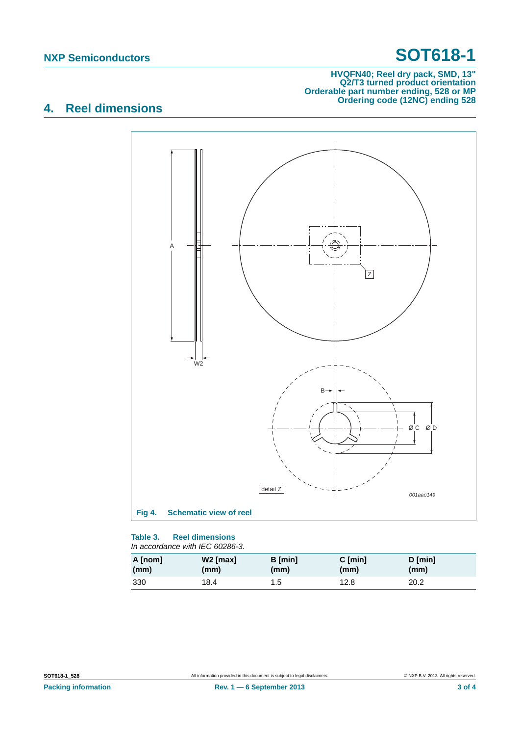## 4. Reel dimensions

Fig 4. Schematic view of reel

**Table 3. Reel dimensions**

*In accordance with IEC 60286-3.*

| A [nom] (mm) | W2 [max] (mm) | B [min] (mm) | C [min] (mm) | D [min] (mm) |
|---|---|---|---|---|
| 330 | 18.4 | 1.5 | 12.8 | 20.2 |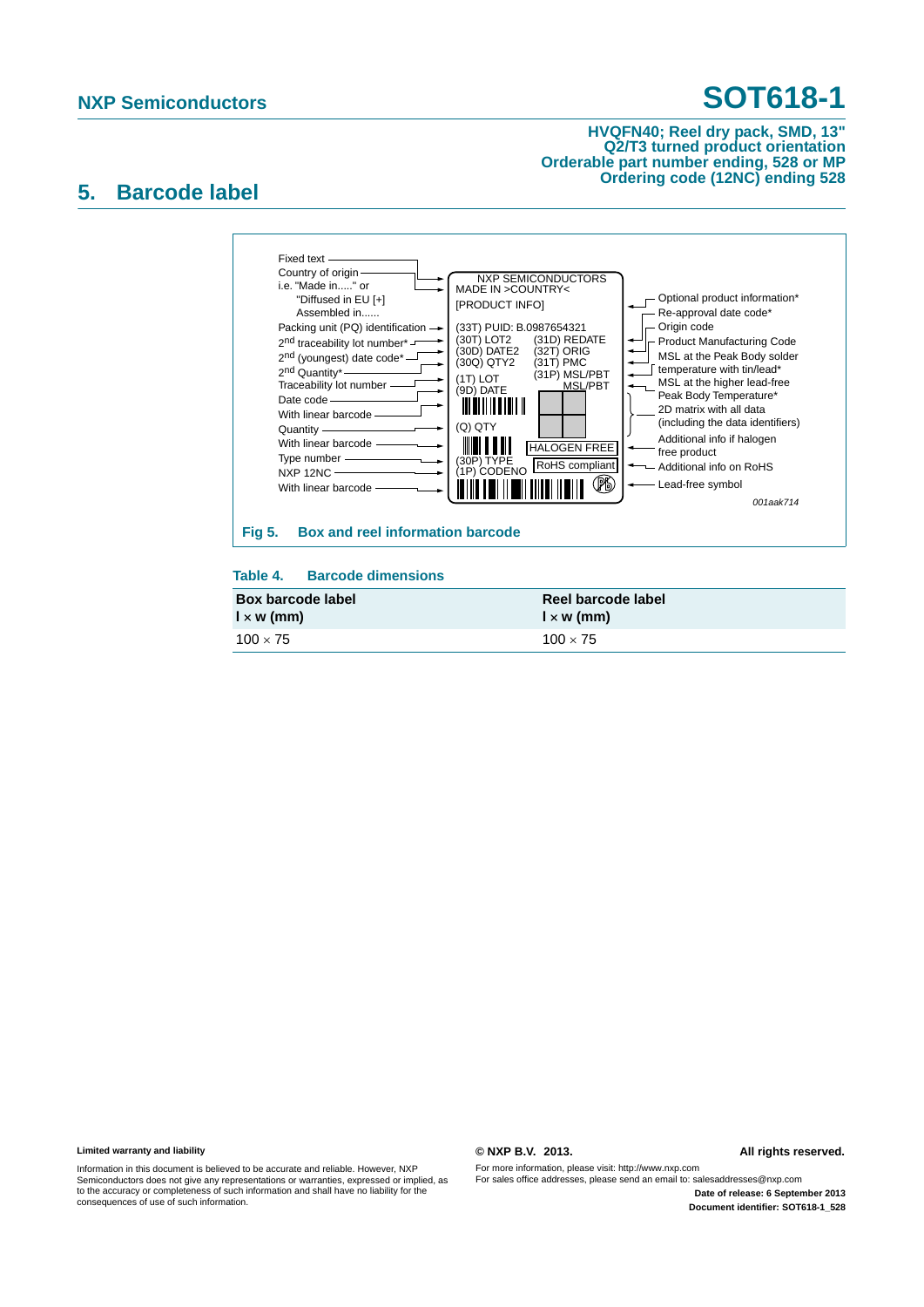## 5. Barcode label

Fixed text
Country of origin
i.e. "Made in....." or
"Diffused in EU [+]
Assembled in......
Packing unit (PQ) identification
2nd traceability lot number*
2nd (youngest) date code*
2nd Quantity*
Traceability lot number
Date code
With linear barcode
Quantity
With linear barcode
Type number
NXP 12NC
With linear barcode

NXP SEMICONDUCTORS
MADE IN >COUNTRY<
[PRODUCT INFO]
(33T) PUID: B.0987654321
(30T) LOT2
(30D) DATE2
(30Q) QTY2
(1T) LOT
(9D) DATE
(31D) REDATE
(32T) ORIG
(31T) PMC
(31P) MSL/PBT
MSL/PBT
(Q) QTY
HALOGEN FREE
(30P) TYPE
(1P) CODENO
RoHS compliant

Optional product information*
Re-approval date code*
Origin code
Product Manufacturing Code
MSL at the Peak Body solder temperature with tin/lead*
MSL at the higher lead-free Peak Body Temperature*
2D matrix with all data (including the data identifiers)
Additional info if halogen free product
Additional info on RoHS
Lead-free symbol

001aak714

**Fig 5. Box and reel information barcode**

**Table 4. Barcode dimensions**

| Box barcode label l × w (mm) | Reel barcode label l × w (mm) |
|---|---|
| 100 × 75 | 100 × 75 |